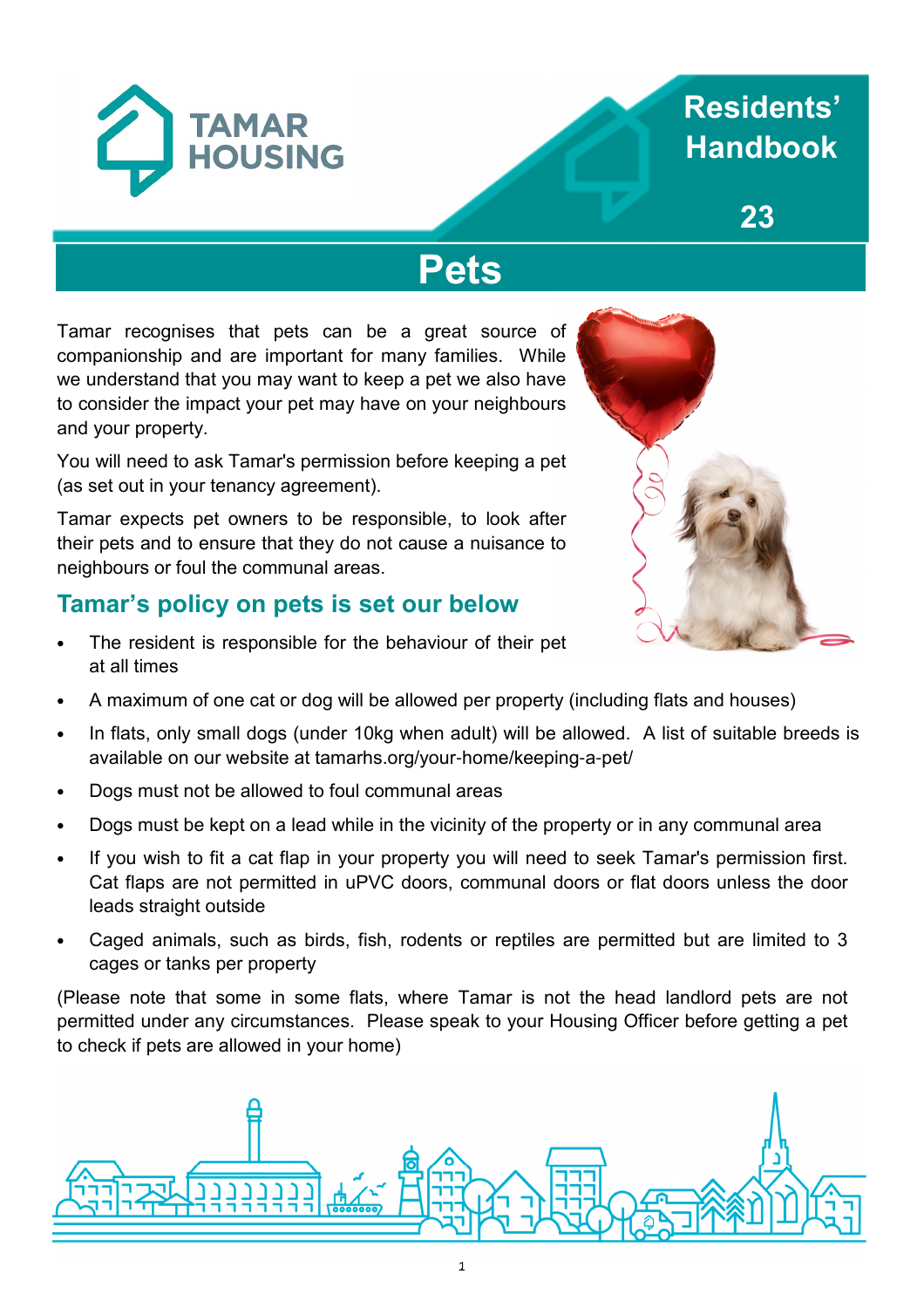TAMAR HOUSING

Residents' Handbook

23

# Pets

Tamar recognises that pets can be a great source of companionship and are important for many families. While we understand that you may want to keep a pet we also have to consider the impact your pet may have on your neighbours and your property.

You will need to ask Tamar's permission before keeping a pet (as set out in your tenancy agreement).

Tamar expects pet owners to be responsible, to look after their pets and to ensure that they do not cause a nuisance to neighbours or foul the communal areas.

## Tamar's policy on pets is set our below

- The resident is responsible for the behaviour of their pet at all times
- A maximum of one cat or dog will be allowed per property (including flats and houses)
- In flats, only small dogs (under 10kg when adult) will be allowed. A list of suitable breeds is available on our website at tamarhs.org/your-home/keeping-a-pet/
- Dogs must not be allowed to foul communal areas
- Dogs must be kept on a lead while in the vicinity of the property or in any communal area
- If you wish to fit a cat flap in your property you will need to seek Tamar's permission first. Cat flaps are not permitted in uPVC doors, communal doors or flat doors unless the door leads straight outside
- Caged animals, such as birds, fish, rodents or reptiles are permitted but are limited to 3 cages or tanks per property

(Please note that some in some flats, where Tamar is not the head landlord pets are not permitted under any circumstances. Please speak to your Housing Officer before getting a pet to check if pets are allowed in your home)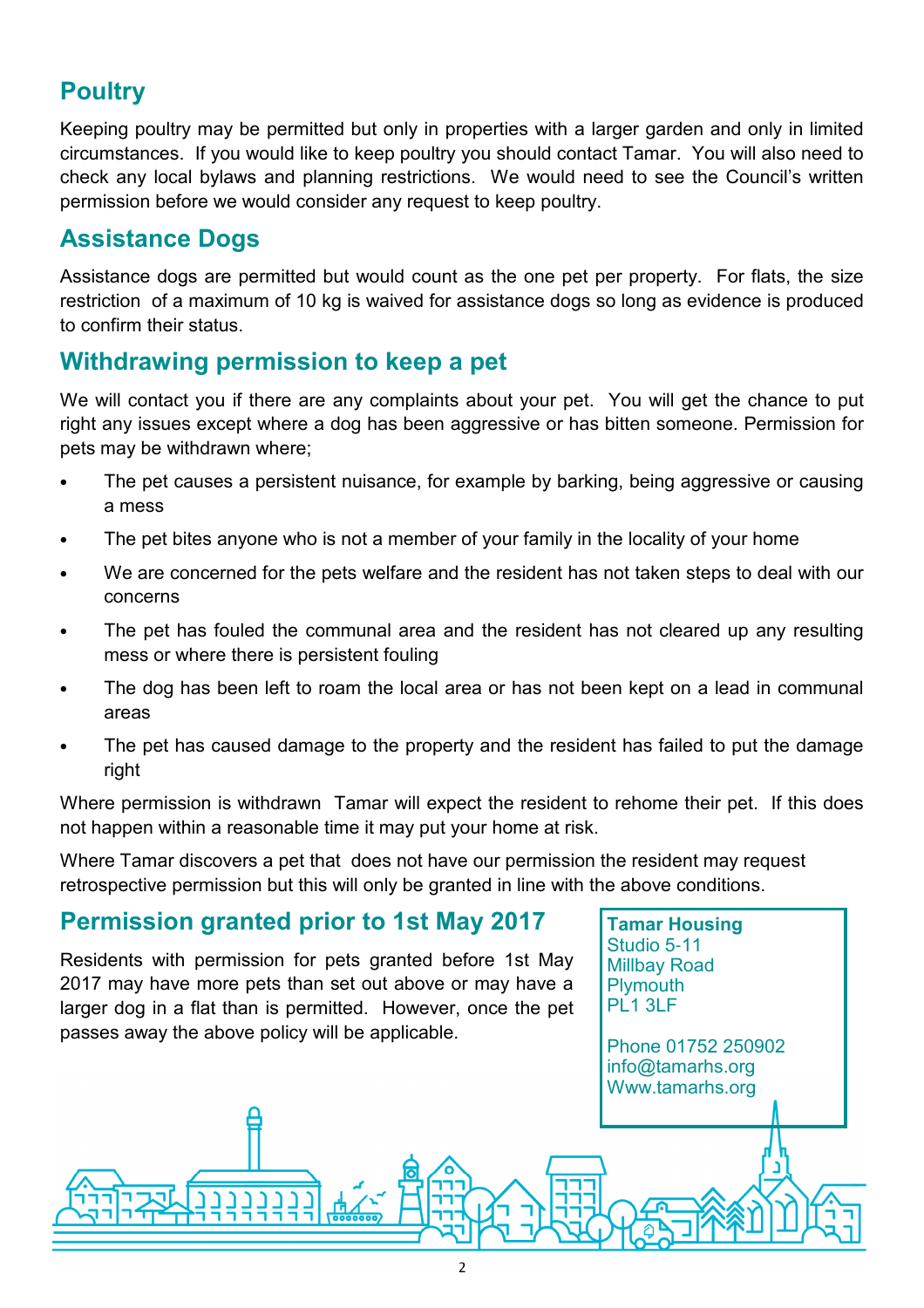## Poultry

Keeping poultry may be permitted but only in properties with a larger garden and only in limited circumstances. If you would like to keep poultry you should contact Tamar. You will also need to check any local bylaws and planning restrictions. We would need to see the Council's written permission before we would consider any request to keep poultry.

## Assistance Dogs

Assistance dogs are permitted but would count as the one pet per property. For flats, the size restriction of a maximum of 10 kg is waived for assistance dogs so long as evidence is produced to confirm their status.

## Withdrawing permission to keep a pet

We will contact you if there are any complaints about your pet. You will get the chance to put right any issues except where a dog has been aggressive or has bitten someone. Permission for pets may be withdrawn where;

- The pet causes a persistent nuisance, for example by barking, being aggressive or causing a mess
- The pet bites anyone who is not a member of your family in the locality of your home
- We are concerned for the pets welfare and the resident has not taken steps to deal with our concerns
- The pet has fouled the communal area and the resident has not cleared up any resulting mess or where there is persistent fouling
- The dog has been left to roam the local area or has not been kept on a lead in communal areas
- The pet has caused damage to the property and the resident has failed to put the damage right

Where permission is withdrawn Tamar will expect the resident to rehome their pet. If this does not happen within a reasonable time it may put your home at risk.

Where Tamar discovers a pet that does not have our permission the resident may request retrospective permission but this will only be granted in line with the above conditions.

## Permission granted prior to 1st May 2017

Residents with permission for pets granted before 1st May 2017 may have more pets than set out above or may have a larger dog in a flat than is permitted. However, once the pet passes away the above policy will be applicable.

**Tamar Housing**
Studio 5-11
Millbay Road
Plymouth
PL1 3LF

Phone 01752 250902
info@tamarhs.org
Www.tamarhs.org